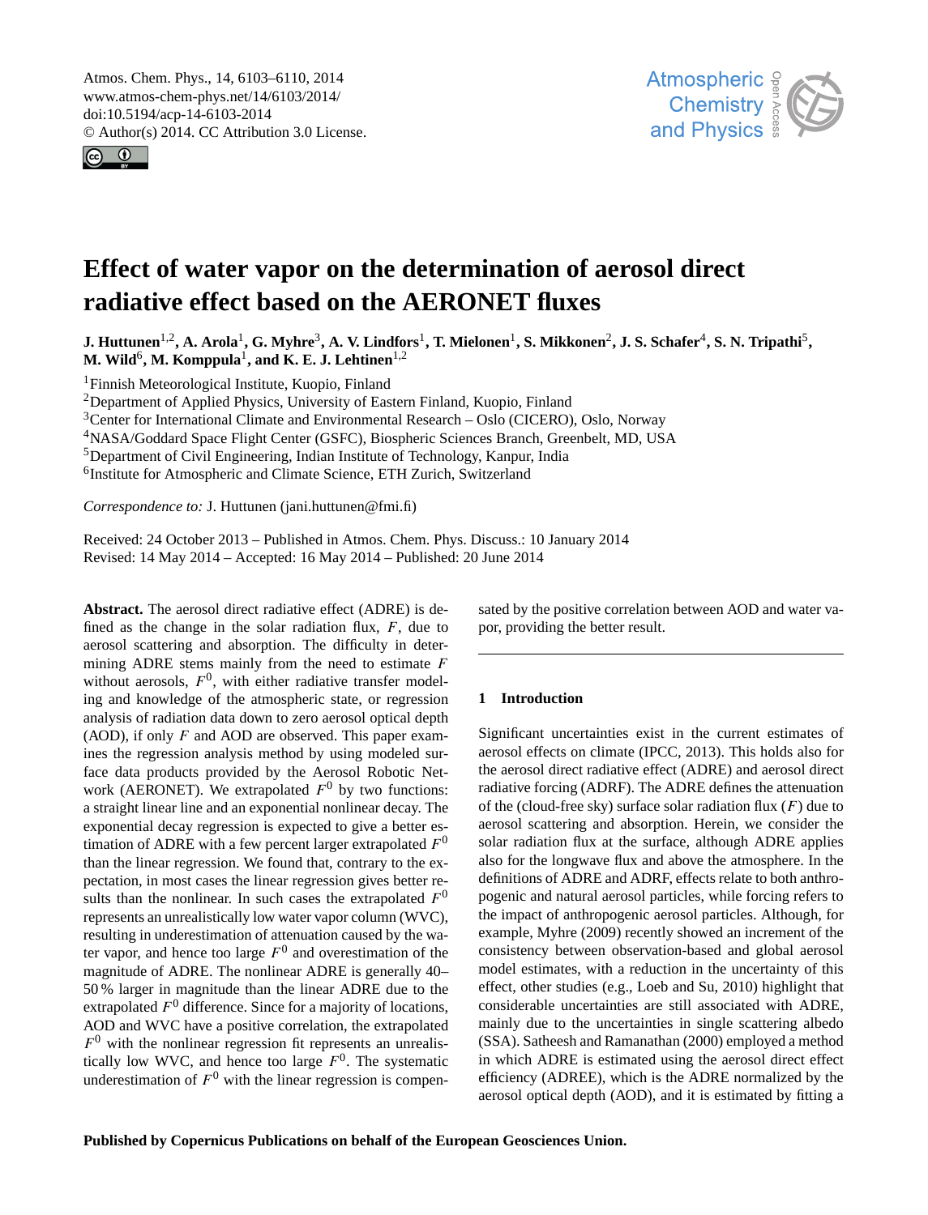# Effect of water vapor on the determination of aerosol direct radiative effect based on the AERONET fluxes

**J. Huttunen[1,2], A. Arola[1], G. Myhre[3], A. V. Lindfors[1], T. Mielonen[1], S. Mikkonen[2], J. S. Schafer[4], S. N. Tripathi[5], M. Wild[6], M. Komppula[1], and K. E. J. Lehtinen[1,2]**

[1]Finnish Meteorological Institute, Kuopio, Finland

[2]Department of Applied Physics, University of Eastern Finland, Kuopio, Finland

[3]Center for International Climate and Environmental Research – Oslo (CICERO), Oslo, Norway

[4]NASA/Goddard Space Flight Center (GSFC), Biospheric Sciences Branch, Greenbelt, MD, USA

[5]Department of Civil Engineering, Indian Institute of Technology, Kanpur, India

[6]Institute for Atmospheric and Climate Science, ETH Zurich, Switzerland

*Correspondence to:* J. Huttunen (jani.huttunen@fmi.fi)

Received: 24 October 2013 – Published in Atmos. Chem. Phys. Discuss.: 10 January 2014
Revised: 14 May 2014 – Accepted: 16 May 2014 – Published: 20 June 2014

**Abstract.** The aerosol direct radiative effect (ADRE) is defined as the change in the solar radiation flux, $F$, due to aerosol scattering and absorption. The difficulty in determining ADRE stems mainly from the need to estimate $F$ without aerosols, $F^0$, with either radiative transfer modeling and knowledge of the atmospheric state, or regression analysis of radiation data down to zero aerosol optical depth (AOD), if only $F$ and AOD are observed. This paper examines the regression analysis method by using modeled surface data products provided by the Aerosol Robotic Network (AERONET). We extrapolated $F^0$ by two functions: a straight linear line and an exponential nonlinear decay. The exponential decay regression is expected to give a better estimation of ADRE with a few percent larger extrapolated $F^0$ than the linear regression. We found that, contrary to the expectation, in most cases the linear regression gives better results than the nonlinear. In such cases the extrapolated $F^0$ represents an unrealistically low water vapor column (WVC), resulting in underestimation of attenuation caused by the water vapor, and hence too large $F^0$ and overestimation of the magnitude of ADRE. The nonlinear ADRE is generally 40–50 % larger in magnitude than the linear ADRE due to the extrapolated $F^0$ difference. Since for a majority of locations, AOD and WVC have a positive correlation, the extrapolated $F^0$ with the nonlinear regression fit represents an unrealistically low WVC, and hence too large $F^0$. The systematic underestimation of $F^0$ with the linear regression is compensated by the positive correlation between AOD and water vapor, providing the better result.

## 1 Introduction

Significant uncertainties exist in the current estimates of aerosol effects on climate (IPCC, 2013). This holds also for the aerosol direct radiative effect (ADRE) and aerosol direct radiative forcing (ADRF). The ADRE defines the attenuation of the (cloud-free sky) surface solar radiation flux ($F$) due to aerosol scattering and absorption. Herein, we consider the solar radiation flux at the surface, although ADRE applies also for the longwave flux and above the atmosphere. In the definitions of ADRE and ADRF, effects relate to both anthropogenic and natural aerosol particles, while forcing refers to the impact of anthropogenic aerosol particles. Although, for example, Myhre (2009) recently showed an increment of the consistency between observation-based and global aerosol model estimates, with a reduction in the uncertainty of this effect, other studies (e.g., Loeb and Su, 2010) highlight that considerable uncertainties are still associated with ADRE, mainly due to the uncertainties in single scattering albedo (SSA). Satheesh and Ramanathan (2000) employed a method in which ADRE is estimated using the aerosol direct effect efficiency (ADREE), which is the ADRE normalized by the aerosol optical depth (AOD), and it is estimated by fitting a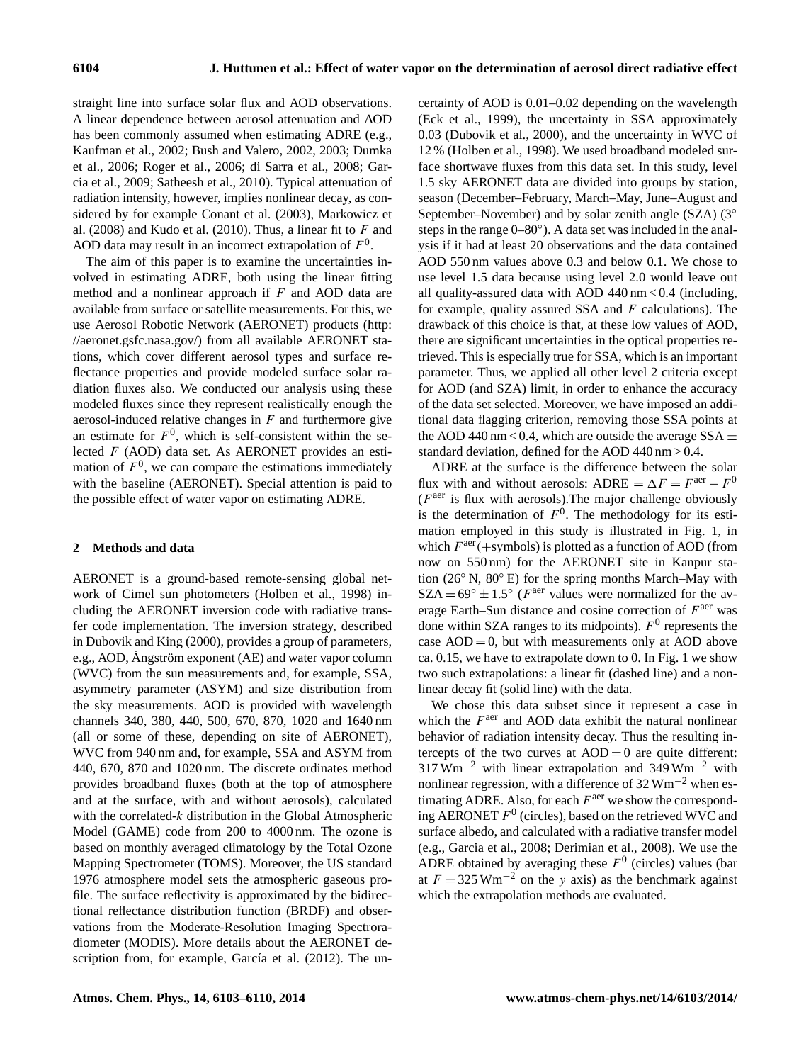straight line into surface solar flux and AOD observations. A linear dependence between aerosol attenuation and AOD has been commonly assumed when estimating ADRE (e.g., Kaufman et al., 2002; Bush and Valero, 2002, 2003; Dumka et al., 2006; Roger et al., 2006; di Sarra et al., 2008; Garcia et al., 2009; Satheesh et al., 2010). Typical attenuation of radiation intensity, however, implies nonlinear decay, as considered by for example Conant et al. (2003), Markowicz et al. (2008) and Kudo et al. (2010). Thus, a linear fit to $F$ and AOD data may result in an incorrect extrapolation of $F^0$.

The aim of this paper is to examine the uncertainties involved in estimating ADRE, both using the linear fitting method and a nonlinear approach if $F$ and AOD data are available from surface or satellite measurements. For this, we use Aerosol Robotic Network (AERONET) products (http://aeronet.gsfc.nasa.gov/) from all available AERONET stations, which cover different aerosol types and surface reflectance properties and provide modeled surface solar radiation fluxes also. We conducted our analysis using these modeled fluxes since they represent realistically enough the aerosol-induced relative changes in $F$ and furthermore give an estimate for $F^0$, which is self-consistent within the selected $F$ (AOD) data set. As AERONET provides an estimation of $F^0$, we can compare the estimations immediately with the baseline (AERONET). Special attention is paid to the possible effect of water vapor on estimating ADRE.

## 2 Methods and data

AERONET is a ground-based remote-sensing global network of Cimel sun photometers (Holben et al., 1998) including the AERONET inversion code with radiative transfer code implementation. The inversion strategy, described in Dubovik and King (2000), provides a group of parameters, e.g., AOD, Ångström exponent (AE) and water vapor column (WVC) from the sun measurements and, for example, SSA, asymmetry parameter (ASYM) and size distribution from the sky measurements. AOD is provided with wavelength channels 340, 380, 440, 500, 670, 870, 1020 and 1640 nm (all or some of these, depending on site of AERONET), WVC from 940 nm and, for example, SSA and ASYM from 440, 670, 870 and 1020 nm. The discrete ordinates method provides broadband fluxes (both at the top of atmosphere and at the surface, with and without aerosols), calculated with the correlated-$k$ distribution in the Global Atmospheric Model (GAME) code from 200 to 4000 nm. The ozone is based on monthly averaged climatology by the Total Ozone Mapping Spectrometer (TOMS). Moreover, the US standard 1976 atmosphere model sets the atmospheric gaseous profile. The surface reflectivity is approximated by the bidirectional reflectance distribution function (BRDF) and observations from the Moderate-Resolution Imaging Spectroradiometer (MODIS). More details about the AERONET description from, for example, García et al. (2012). The uncertainty of AOD is 0.01–0.02 depending on the wavelength (Eck et al., 1999), the uncertainty in SSA approximately 0.03 (Dubovik et al., 2000), and the uncertainty in WVC of 12 % (Holben et al., 1998). We used broadband modeled surface shortwave fluxes from this data set. In this study, level 1.5 sky AERONET data are divided into groups by station, season (December–February, March–May, June–August and September–November) and by solar zenith angle (SZA) (3° steps in the range 0–80°). A data set was included in the analysis if it had at least 20 observations and the data contained AOD 550 nm values above 0.3 and below 0.1. We chose to use level 1.5 data because using level 2.0 would leave out all quality-assured data with AOD 440 nm < 0.4 (including, for example, quality assured SSA and $F$ calculations). The drawback of this choice is that, at these low values of AOD, there are significant uncertainties in the optical properties retrieved. This is especially true for SSA, which is an important parameter. Thus, we applied all other level 2 criteria except for AOD (and SZA) limit, in order to enhance the accuracy of the data set selected. Moreover, we have imposed an additional data flagging criterion, removing those SSA points at the AOD 440 nm < 0.4, which are outside the average SSA ± standard deviation, defined for the AOD 440 nm > 0.4.

ADRE at the surface is the difference between the solar flux with and without aerosols: $\text{ADRE} = \Delta F = F^{\text{aer}} - F^0$ ($F^{\text{aer}}$ is flux with aerosols).The major challenge obviously is the determination of $F^0$. The methodology for its estimation employed in this study is illustrated in Fig. 1, in which $F^{\text{aer}}$ (+symbols) is plotted as a function of AOD (from now on 550 nm) for the AERONET site in Kanpur station (26° N, 80° E) for the spring months March–May with $\text{SZA} = 69° \pm 1.5°$ ($F^{\text{aer}}$ values were normalized for the average Earth–Sun distance and cosine correction of $F^{\text{aer}}$ was done within SZA ranges to its midpoints). $F^0$ represents the case $\text{AOD} = 0$, but with measurements only at AOD above ca. 0.15, we have to extrapolate down to 0. In Fig. 1 we show two such extrapolations: a linear fit (dashed line) and a nonlinear decay fit (solid line) with the data.

We chose this data subset since it represent a case in which the $F^{\text{aer}}$ and AOD data exhibit the natural nonlinear behavior of radiation intensity decay. Thus the resulting intercepts of the two curves at $\text{AOD} = 0$ are quite different: 317 W m$^{-2}$ with linear extrapolation and 349 W m$^{-2}$ with nonlinear regression, with a difference of 32 W m$^{-2}$ when estimating ADRE. Also, for each $F^{\text{aer}}$ we show the corresponding AERONET $F^0$ (circles), based on the retrieved WVC and surface albedo, and calculated with a radiative transfer model (e.g., Garcia et al., 2008; Derimian et al., 2008). We use the ADRE obtained by averaging these $F^0$ (circles) values (bar at $F = 325$ W m$^{-2}$ on the $y$ axis) as the benchmark against which the extrapolation methods are evaluated.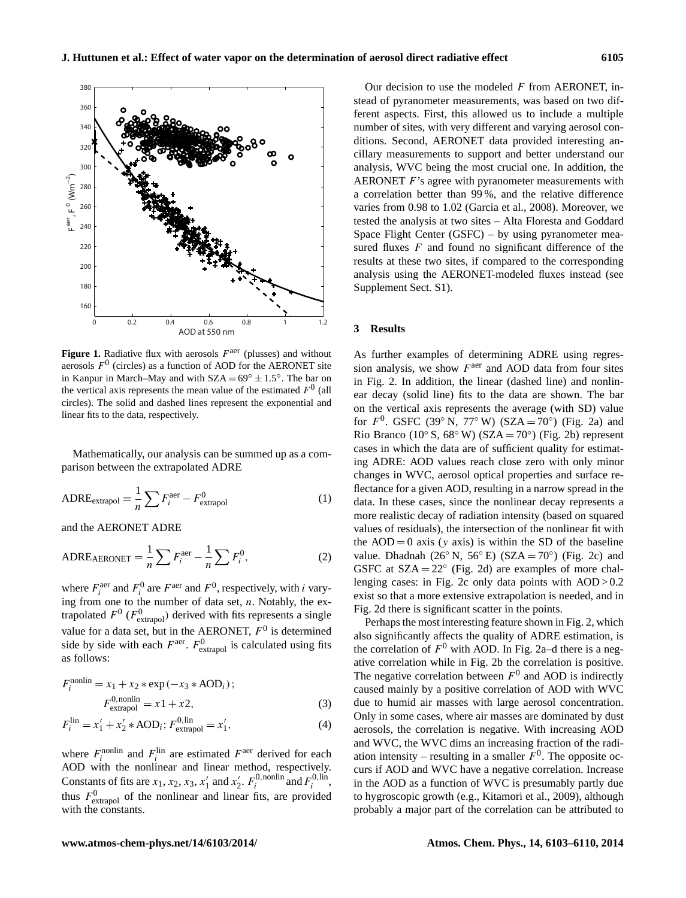Figure 1. Radiative flux with aerosols $F^{\text{aer}}$ (plusses) and without aerosols $F^0$ (circles) as a function of AOD for the AERONET site in Kanpur in March–May and with SZA = 69° ± 1.5°. The bar on the vertical axis represents the mean value of the estimated $F^0$ (all circles). The solid and dashed lines represent the exponential and linear fits to the data, respectively.

Mathematically, our analysis can be summed up as a comparison between the extrapolated ADRE

$$\text{ADRE}_{\text{extrapol}} = \frac{1}{n}\sum F_i^{\text{aer}} - F_{\text{extrapol}}^0 \tag{1}$$

and the AERONET ADRE

$$\text{ADRE}_{\text{AERONET}} = \frac{1}{n}\sum F_i^{\text{aer}} - \frac{1}{n}\sum F_i^0, \tag{2}$$

where $F_i^{\text{aer}}$ and $F_i^0$ are $F^{\text{aer}}$ and $F^0$, respectively, with $i$ varying from one to the number of data set, $n$. Notably, the extrapolated $F^0$ ($F_{\text{extrapol}}^0$) derived with fits represents a single value for a data set, but in the AERONET, $F^0$ is determined side by side with each $F^{\text{aer}}$. $F_{\text{extrapol}}^0$ is calculated using fits as follows:

$$F_i^{\text{nonlin}} = x_1 + x_2 * \exp(-x_3 * \text{AOD}_i);$$
$$F_{\text{extrapol}}^{0,\text{nonlin}} = x1 + x2, \tag{3}$$

$$F_i^{\text{lin}} = x_1' + x_2' * \text{AOD}_i; F_{\text{extrapol}}^{0,\text{lin}} = x_1', \tag{4}$$

where $F_i^{\text{nonlin}}$ and $F_i^{\text{lin}}$ are estimated $F^{\text{aer}}$ derived for each AOD with the nonlinear and linear method, respectively. Constants of fits are $x_1$, $x_2$, $x_3$, $x_1'$ and $x_2'$. $F_i^{0,\text{nonlin}}$ and $F_i^{0,\text{lin}}$, thus $F_{\text{extrapol}}^0$ of the nonlinear and linear fits, are provided with the constants.

Our decision to use the modeled $F$ from AERONET, instead of pyranometer measurements, was based on two different aspects. First, this allowed us to include a multiple number of sites, with very different and varying aerosol conditions. Second, AERONET data provided interesting ancillary measurements to support and better understand our analysis, WVC being the most crucial one. In addition, the AERONET $F$'s agree with pyranometer measurements with a correlation better than 99 %, and the relative difference varies from 0.98 to 1.02 (Garcia et al., 2008). Moreover, we tested the analysis at two sites – Alta Floresta and Goddard Space Flight Center (GSFC) – by using pyranometer measured fluxes $F$ and found no significant difference of the results at these two sites, if compared to the corresponding analysis using the AERONET-modeled fluxes instead (see Supplement Sect. S1).

## 3 Results

As further examples of determining ADRE using regression analysis, we show $F^{\text{aer}}$ and AOD data from four sites in Fig. 2. In addition, the linear (dashed line) and nonlinear decay (solid line) fits to the data are shown. The bar on the vertical axis represents the average (with SD) value for $F^0$. GSFC (39° N, 77° W) (SZA = 70°) (Fig. 2a) and Rio Branco (10° S, 68° W) (SZA = 70°) (Fig. 2b) represent cases in which the data are of sufficient quality for estimating ADRE: AOD values reach close zero with only minor changes in WVC, aerosol optical properties and surface reflectance for a given AOD, resulting in a narrow spread in the data. In these cases, since the nonlinear decay represents a more realistic decay of radiation intensity (based on squared values of residuals), the intersection of the nonlinear fit with the AOD = 0 axis ($y$ axis) is within the SD of the baseline value. Dhadnah (26° N, 56° E) (SZA = 70°) (Fig. 2c) and GSFC at SZA = 22° (Fig. 2d) are examples of more challenging cases: in Fig. 2c only data points with AOD > 0.2 exist so that a more extensive extrapolation is needed, and in Fig. 2d there is significant scatter in the points.

Perhaps the most interesting feature shown in Fig. 2, which also significantly affects the quality of ADRE estimation, is the correlation of $F^0$ with AOD. In Fig. 2a–d there is a negative correlation while in Fig. 2b the correlation is positive. The negative correlation between $F^0$ and AOD is indirectly caused mainly by a positive correlation of AOD with WVC due to humid air masses with large aerosol concentration. Only in some cases, where air masses are dominated by dust aerosols, the correlation is negative. With increasing AOD and WVC, the WVC dims an increasing fraction of the radiation intensity – resulting in a smaller $F^0$. The opposite occurs if AOD and WVC have a negative correlation. Increase in the AOD as a function of WVC is presumably partly due to hygroscopic growth (e.g., Kitamori et al., 2009), although probably a major part of the correlation can be attributed to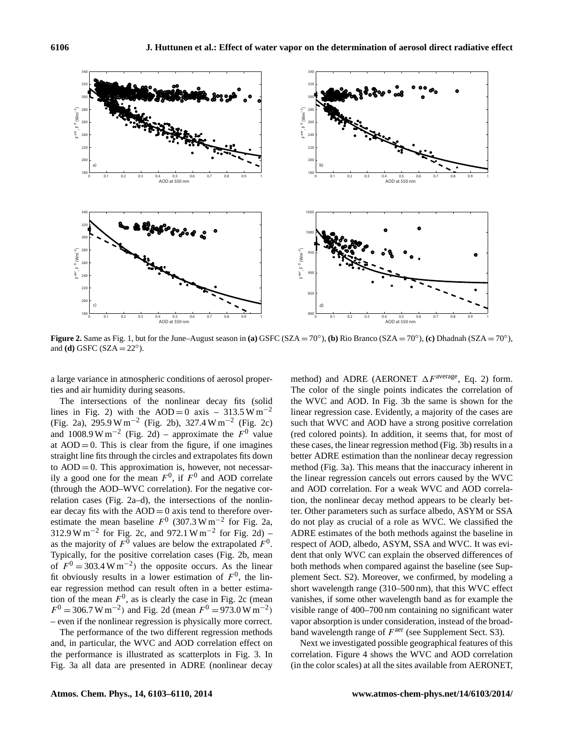**Figure 2.** Same as Fig. 1, but for the June–August season in **(a)** GSFC (SZA = 70°), **(b)** Rio Branco (SZA = 70°), **(c)** Dhadnah (SZA = 70°), and **(d)** GSFC (SZA = 22°).

a large variance in atmospheric conditions of aerosol properties and air humidity during seasons.

The intersections of the nonlinear decay fits (solid lines in Fig. 2) with the AOD = 0 axis – 313.5 W m$^{-2}$ (Fig. 2a), 295.9 W m$^{-2}$ (Fig. 2b), 327.4 W m$^{-2}$ (Fig. 2c) and 1008.9 W m$^{-2}$ (Fig. 2d) – approximate the $F^0$ value at AOD = 0. This is clear from the figure, if one imagines straight line fits through the circles and extrapolates fits down to AOD = 0. This approximation is, however, not necessarily a good one for the mean $F^0$, if $F^0$ and AOD correlate (through the AOD–WVC correlation). For the negative correlation cases (Fig. 2a–d), the intersections of the nonlinear decay fits with the AOD = 0 axis tend to therefore overestimate the mean baseline $F^0$ (307.3 W m$^{-2}$ for Fig. 2a, 312.9 W m$^{-2}$ for Fig. 2c, and 972.1 W m$^{-2}$ for Fig. 2d) – as the majority of $F^0$ values are below the extrapolated $F^0$. Typically, for the positive correlation cases (Fig. 2b, mean of $F^0$ = 303.4 W m$^{-2}$) the opposite occurs. As the linear fit obviously results in a lower estimation of $F^0$, the linear regression method can result often in a better estimation of the mean $F^0$, as is clearly the case in Fig. 2c (mean $F^0$ = 306.7 W m$^{-2}$) and Fig. 2d (mean $F^0$ = 973.0 W m$^{-2}$) – even if the nonlinear regression is physically more correct.

The performance of the two different regression methods and, in particular, the WVC and AOD correlation effect on the performance is illustrated as scatterplots in Fig. 3. In Fig. 3a all data are presented in ADRE (nonlinear decay method) and ADRE (AERONET $\Delta F^{\text{average}}$, Eq. 2) form. The color of the single points indicates the correlation of the WVC and AOD. In Fig. 3b the same is shown for the linear regression case. Evidently, a majority of the cases are such that WVC and AOD have a strong positive correlation (red colored points). In addition, it seems that, for most of these cases, the linear regression method (Fig. 3b) results in a better ADRE estimation than the nonlinear decay regression method (Fig. 3a). This means that the inaccuracy inherent in the linear regression cancels out errors caused by the WVC and AOD correlation. For a weak WVC and AOD correlation, the nonlinear decay method appears to be clearly better. Other parameters such as surface albedo, ASYM or SSA do not play as crucial of a role as WVC. We classified the ADRE estimates of the both methods against the baseline in respect of AOD, albedo, ASYM, SSA and WVC. It was evident that only WVC can explain the observed differences of both methods when compared against the baseline (see Supplement Sect. S2). Moreover, we confirmed, by modeling a short wavelength range (310–500 nm), that this WVC effect vanishes, if some other wavelength band as for example the visible range of 400–700 nm containing no significant water vapor absorption is under consideration, instead of the broadband wavelength range of $F^{\text{aer}}$ (see Supplement Sect. S3).

Next we investigated possible geographical features of this correlation. Figure 4 shows the WVC and AOD correlation (in the color scales) at all the sites available from AERONET,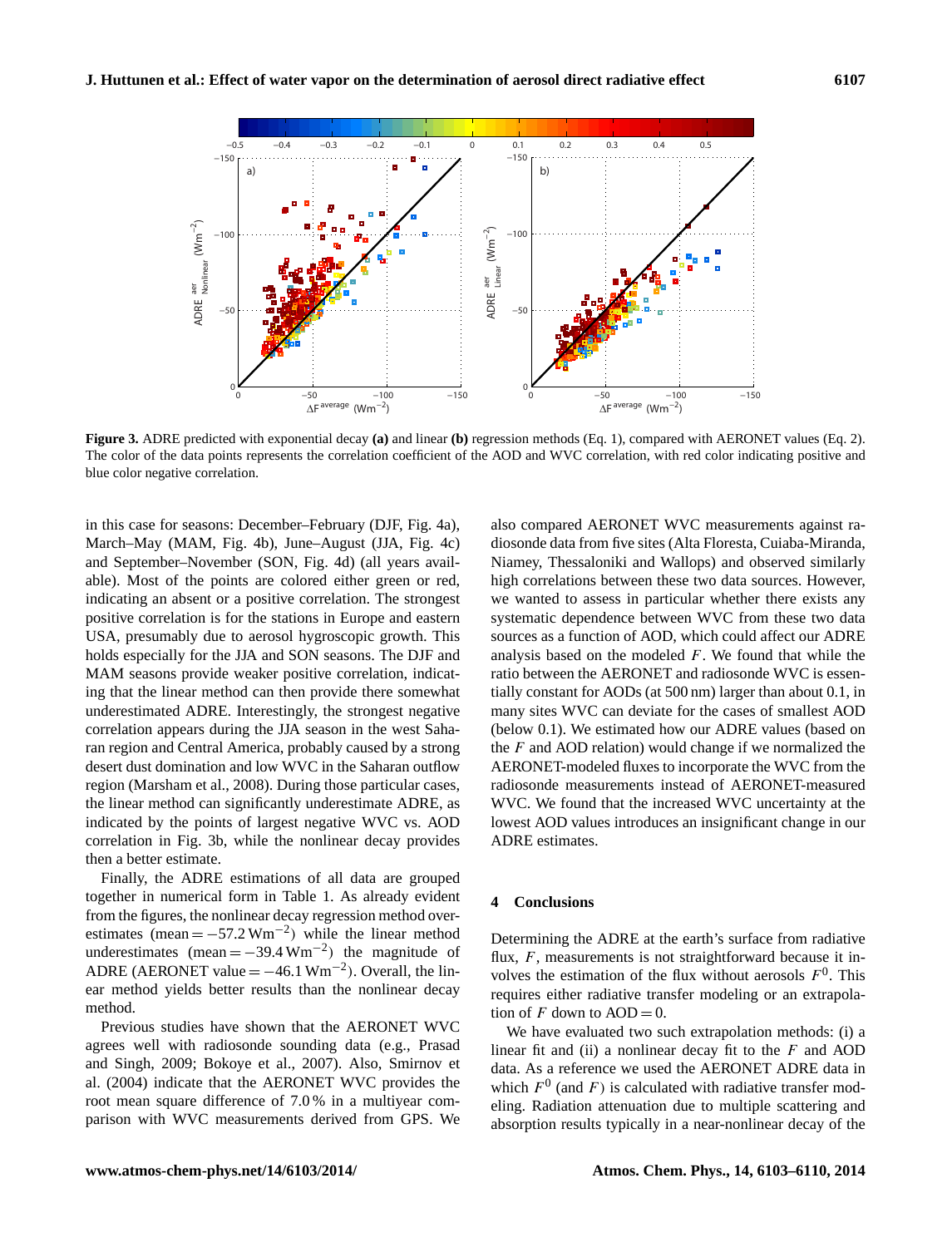**Figure 3.** ADRE predicted with exponential decay **(a)** and linear **(b)** regression methods (Eq. 1), compared with AERONET values (Eq. 2). The color of the data points represents the correlation coefficient of the AOD and WVC correlation, with red color indicating positive and blue color negative correlation.

in this case for seasons: December–February (DJF, Fig. 4a), March–May (MAM, Fig. 4b), June–August (JJA, Fig. 4c) and September–November (SON, Fig. 4d) (all years available). Most of the points are colored either green or red, indicating an absent or a positive correlation. The strongest positive correlation is for the stations in Europe and eastern USA, presumably due to aerosol hygroscopic growth. This holds especially for the JJA and SON seasons. The DJF and MAM seasons provide weaker positive correlation, indicating that the linear method can then provide there somewhat underestimated ADRE. Interestingly, the strongest negative correlation appears during the JJA season in the west Saharan region and Central America, probably caused by a strong desert dust domination and low WVC in the Saharan outflow region (Marsham et al., 2008). During those particular cases, the linear method can significantly underestimate ADRE, as indicated by the points of largest negative WVC vs. AOD correlation in Fig. 3b, while the nonlinear decay provides then a better estimate.

Finally, the ADRE estimations of all data are grouped together in numerical form in Table 1. As already evident from the figures, the nonlinear decay regression method overestimates (mean $= -57.2\,\mathrm{W\,m^{-2}}$) while the linear method underestimates (mean $= -39.4\,\mathrm{W\,m^{-2}}$) the magnitude of ADRE (AERONET value $= -46.1\,\mathrm{W\,m^{-2}}$). Overall, the linear method yields better results than the nonlinear decay method.

Previous studies have shown that the AERONET WVC agrees well with radiosonde sounding data (e.g., Prasad and Singh, 2009; Bokoye et al., 2007). Also, Smirnov et al. (2004) indicate that the AERONET WVC provides the root mean square difference of 7.0 % in a multiyear comparison with WVC measurements derived from GPS. We also compared AERONET WVC measurements against radiosonde data from five sites (Alta Floresta, Cuiaba-Miranda, Niamey, Thessaloniki and Wallops) and observed similarly high correlations between these two data sources. However, we wanted to assess in particular whether there exists any systematic dependence between WVC from these two data sources as a function of AOD, which could affect our ADRE analysis based on the modeled $F$. We found that while the ratio between the AERONET and radiosonde WVC is essentially constant for AODs (at 500 nm) larger than about 0.1, in many sites WVC can deviate for the cases of smallest AOD (below 0.1). We estimated how our ADRE values (based on the $F$ and AOD relation) would change if we normalized the AERONET-modeled fluxes to incorporate the WVC from the radiosonde measurements instead of AERONET-measured WVC. We found that the increased WVC uncertainty at the lowest AOD values introduces an insignificant change in our ADRE estimates.

## 4 Conclusions

Determining the ADRE at the earth's surface from radiative flux, $F$, measurements is not straightforward because it involves the estimation of the flux without aerosols $F^0$. This requires either radiative transfer modeling or an extrapolation of $F$ down to AOD $= 0$.

We have evaluated two such extrapolation methods: (i) a linear fit and (ii) a nonlinear decay fit to the $F$ and AOD data. As a reference we used the AERONET ADRE data in which $F^0$ (and $F$) is calculated with radiative transfer modeling. Radiation attenuation due to multiple scattering and absorption results typically in a near-nonlinear decay of the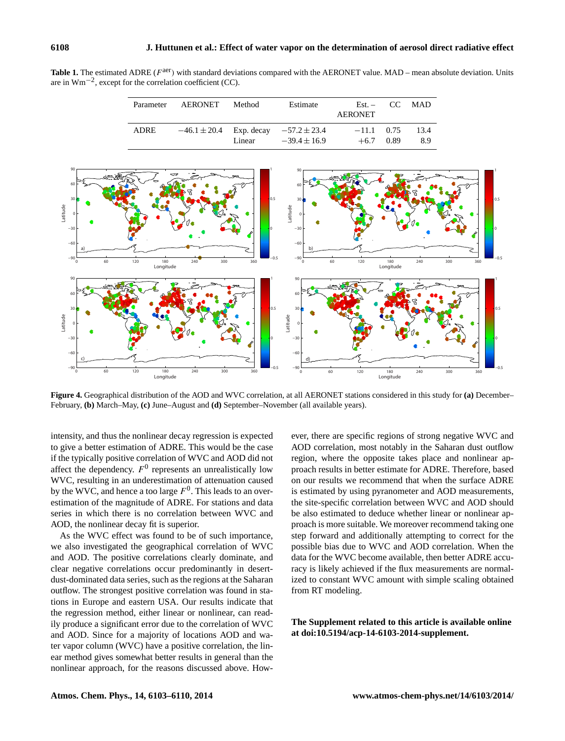**Table 1.** The estimated ADRE ($F^{\text{aer}}$) with standard deviations compared with the AERONET value. MAD – mean absolute deviation. Units are in $\text{Wm}^{-2}$, except for the correlation coefficient (CC).

| Parameter | AERONET | Method | Estimate | Est. – AERONET | CC | MAD |
|---|---|---|---|---|---|---|
| ADRE | $-46.1 \pm 20.4$ | Exp. decay | $-57.2 \pm 23.4$ | $-11.1$ | 0.75 | 13.4 |
| | | Linear | $-39.4 \pm 16.9$ | $+6.7$ | 0.89 | 8.9 |

**Figure 4.** Geographical distribution of the AOD and WVC correlation, at all AERONET stations considered in this study for **(a)** December–February, **(b)** March–May, **(c)** June–August and **(d)** September–November (all available years).

intensity, and thus the nonlinear decay regression is expected to give a better estimation of ADRE. This would be the case if the typically positive correlation of WVC and AOD did not affect the dependency. $F^0$ represents an unrealistically low WVC, resulting in an underestimation of attenuation caused by the WVC, and hence a too large $F^0$. This leads to an overestimation of the magnitude of ADRE. For stations and data series in which there is no correlation between WVC and AOD, the nonlinear decay fit is superior.

As the WVC effect was found to be of such importance, we also investigated the geographical correlation of WVC and AOD. The positive correlations clearly dominate, and clear negative correlations occur predominantly in desert-dust-dominated data series, such as the regions at the Saharan outflow. The strongest positive correlation was found in stations in Europe and eastern USA. Our results indicate that the regression method, either linear or nonlinear, can readily produce a significant error due to the correlation of WVC and AOD. Since for a majority of locations AOD and water vapor column (WVC) have a positive correlation, the linear method gives somewhat better results in general than the nonlinear approach, for the reasons discussed above. However, there are specific regions of strong negative WVC and AOD correlation, most notably in the Saharan dust outflow region, where the opposite takes place and nonlinear approach results in better estimate for ADRE. Therefore, based on our results we recommend that when the surface ADRE is estimated by using pyranometer and AOD measurements, the site-specific correlation between WVC and AOD should be also estimated to deduce whether linear or nonlinear approach is more suitable. We moreover recommend taking one step forward and additionally attempting to correct for the possible bias due to WVC and AOD correlation. When the data for the WVC become available, then better ADRE accuracy is likely achieved if the flux measurements are normalized to constant WVC amount with simple scaling obtained from RT modeling.

**The Supplement related to this article is available online at doi:10.5194/acp-14-6103-2014-supplement.**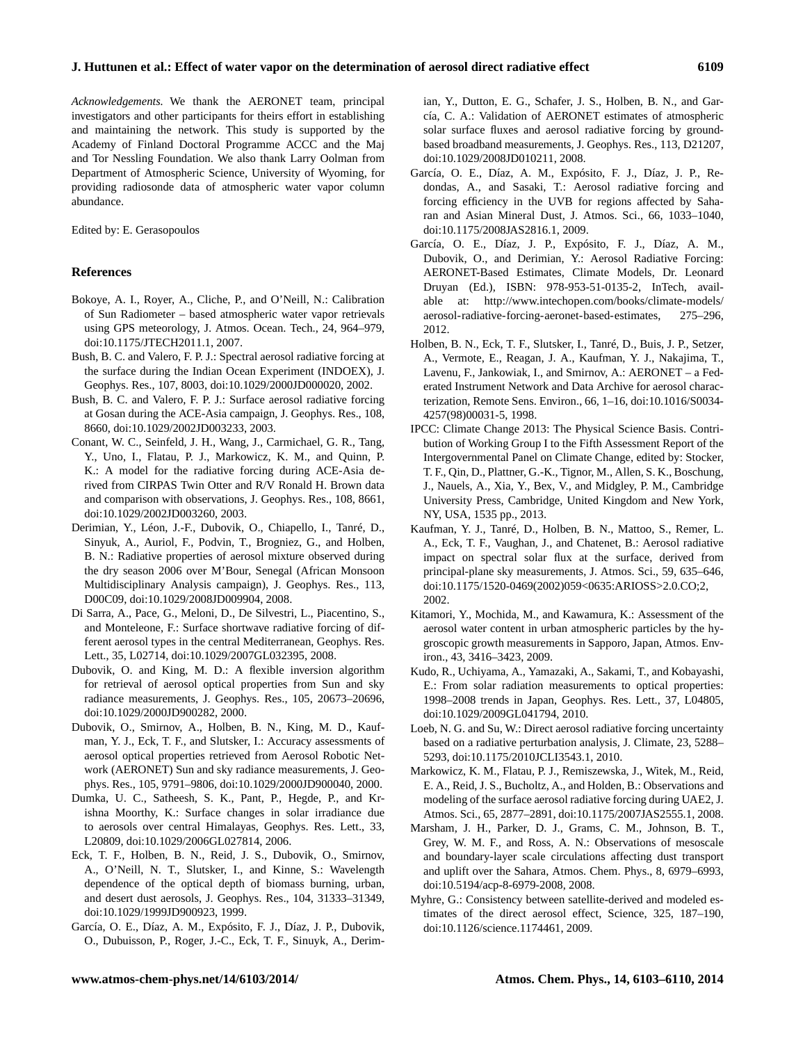*Acknowledgements.* We thank the AERONET team, principal investigators and other participants for theirs effort in establishing and maintaining the network. This study is supported by the Academy of Finland Doctoral Programme ACCC and the Maj and Tor Nessling Foundation. We also thank Larry Oolman from Department of Atmospheric Science, University of Wyoming, for providing radiosonde data of atmospheric water vapor column abundance.

Edited by: E. Gerasopoulos

## References

Bokoye, A. I., Royer, A., Cliche, P., and O'Neill, N.: Calibration of Sun Radiometer – based atmospheric water vapor retrievals using GPS meteorology, J. Atmos. Ocean. Tech., 24, 964–979, doi:10.1175/JTECH2011.1, 2007.

Bush, B. C. and Valero, F. P. J.: Spectral aerosol radiative forcing at the surface during the Indian Ocean Experiment (INDOEX), J. Geophys. Res., 107, 8003, doi:10.1029/2000JD000020, 2002.

Bush, B. C. and Valero, F. P. J.: Surface aerosol radiative forcing at Gosan during the ACE-Asia campaign, J. Geophys. Res., 108, 8660, doi:10.1029/2002JD003233, 2003.

Conant, W. C., Seinfeld, J. H., Wang, J., Carmichael, G. R., Tang, Y., Uno, I., Flatau, P. J., Markowicz, K. M., and Quinn, P. K.: A model for the radiative forcing during ACE-Asia derived from CIRPAS Twin Otter and R/V Ronald H. Brown data and comparison with observations, J. Geophys. Res., 108, 8661, doi:10.1029/2002JD003260, 2003.

Derimian, Y., Léon, J.-F., Dubovik, O., Chiapello, I., Tanré, D., Sinyuk, A., Auriol, F., Podvin, T., Brogniez, G., and Holben, B. N.: Radiative properties of aerosol mixture observed during the dry season 2006 over M'Bour, Senegal (African Monsoon Multidisciplinary Analysis campaign), J. Geophys. Res., 113, D00C09, doi:10.1029/2008JD009904, 2008.

Di Sarra, A., Pace, G., Meloni, D., De Silvestri, L., Piacentino, S., and Monteleone, F.: Surface shortwave radiative forcing of different aerosol types in the central Mediterranean, Geophys. Res. Lett., 35, L02714, doi:10.1029/2007GL032395, 2008.

Dubovik, O. and King, M. D.: A flexible inversion algorithm for retrieval of aerosol optical properties from Sun and sky radiance measurements, J. Geophys. Res., 105, 20673–20696, doi:10.1029/2000JD900282, 2000.

Dubovik, O., Smirnov, A., Holben, B. N., King, M. D., Kaufman, Y. J., Eck, T. F., and Slutsker, I.: Accuracy assessments of aerosol optical properties retrieved from Aerosol Robotic Network (AERONET) Sun and sky radiance measurements, J. Geophys. Res., 105, 9791–9806, doi:10.1029/2000JD900040, 2000.

Dumka, U. C., Satheesh, S. K., Pant, P., Hegde, P., and Krishna Moorthy, K.: Surface changes in solar irradiance due to aerosols over central Himalayas, Geophys. Res. Lett., 33, L20809, doi:10.1029/2006GL027814, 2006.

Eck, T. F., Holben, B. N., Reid, J. S., Dubovik, O., Smirnov, A., O'Neill, N. T., Slutsker, I., and Kinne, S.: Wavelength dependence of the optical depth of biomass burning, urban, and desert dust aerosols, J. Geophys. Res., 104, 31333–31349, doi:10.1029/1999JD900923, 1999.

García, O. E., Díaz, A. M., Expósito, F. J., Díaz, J. P., Dubovik, O., Dubuisson, P., Roger, J.-C., Eck, T. F., Sinuyk, A., Derimian, Y., Dutton, E. G., Schafer, J. S., Holben, B. N., and García, C. A.: Validation of AERONET estimates of atmospheric solar surface fluxes and aerosol radiative forcing by ground-based broadband measurements, J. Geophys. Res., 113, D21207, doi:10.1029/2008JD010211, 2008.

García, O. E., Díaz, A. M., Expósito, F. J., Díaz, J. P., Redondas, A., and Sasaki, T.: Aerosol radiative forcing and forcing efficiency in the UVB for regions affected by Saharan and Asian Mineral Dust, J. Atmos. Sci., 66, 1033–1040, doi:10.1175/2008JAS2816.1, 2009.

García, O. E., Díaz, J. P., Expósito, F. J., Díaz, A. M., Dubovik, O., and Derimian, Y.: Aerosol Radiative Forcing: AERONET-Based Estimates, Climate Models, Dr. Leonard Druyan (Ed.), ISBN: 978-953-51-0135-2, InTech, available at: http://www.intechopen.com/books/climate-models/aerosol-radiative-forcing-aeronet-based-estimates, 275–296, 2012.

Holben, B. N., Eck, T. F., Slutsker, I., Tanré, D., Buis, J. P., Setzer, A., Vermote, E., Reagan, J. A., Kaufman, Y. J., Nakajima, T., Lavenu, F., Jankowiak, I., and Smirnov, A.: AERONET – a Federated Instrument Network and Data Archive for aerosol characterization, Remote Sens. Environ., 66, 1–16, doi:10.1016/S0034-4257(98)00031-5, 1998.

IPCC: Climate Change 2013: The Physical Science Basis. Contribution of Working Group I to the Fifth Assessment Report of the Intergovernmental Panel on Climate Change, edited by: Stocker, T. F., Qin, D., Plattner, G.-K., Tignor, M., Allen, S. K., Boschung, J., Nauels, A., Xia, Y., Bex, V., and Midgley, P. M., Cambridge University Press, Cambridge, United Kingdom and New York, NY, USA, 1535 pp., 2013.

Kaufman, Y. J., Tanré, D., Holben, B. N., Mattoo, S., Remer, L. A., Eck, T. F., Vaughan, J., and Chatenet, B.: Aerosol radiative impact on spectral solar flux at the surface, derived from principal-plane sky measurements, J. Atmos. Sci., 59, 635–646, doi:10.1175/1520-0469(2002)059<0635:ARIOSS>2.0.CO;2, 2002.

Kitamori, Y., Mochida, M., and Kawamura, K.: Assessment of the aerosol water content in urban atmospheric particles by the hygroscopic growth measurements in Sapporo, Japan, Atmos. Environ., 43, 3416–3423, 2009.

Kudo, R., Uchiyama, A., Yamazaki, A., Sakami, T., and Kobayashi, E.: From solar radiation measurements to optical properties: 1998–2008 trends in Japan, Geophys. Res. Lett., 37, L04805, doi:10.1029/2009GL041794, 2010.

Loeb, N. G. and Su, W.: Direct aerosol radiative forcing uncertainty based on a radiative perturbation analysis, J. Climate, 23, 5288–5293, doi:10.1175/2010JCLI3543.1, 2010.

Markowicz, K. M., Flatau, P. J., Remiszewska, J., Witek, M., Reid, E. A., Reid, J. S., Bucholtz, A., and Holben, B.: Observations and modeling of the surface aerosol radiative forcing during UAE2, J. Atmos. Sci., 65, 2877–2891, doi:10.1175/2007JAS2555.1, 2008.

Marsham, J. H., Parker, D. J., Grams, C. M., Johnson, B. T., Grey, W. M. F., and Ross, A. N.: Observations of mesoscale and boundary-layer scale circulations affecting dust transport and uplift over the Sahara, Atmos. Chem. Phys., 8, 6979–6993, doi:10.5194/acp-8-6979-2008, 2008.

Myhre, G.: Consistency between satellite-derived and modeled estimates of the direct aerosol effect, Science, 325, 187–190, doi:10.1126/science.1174461, 2009.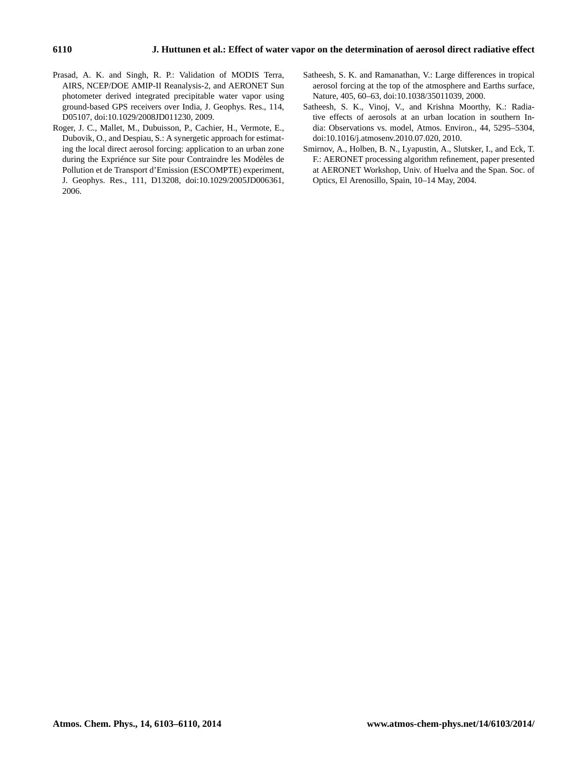Prasad, A. K. and Singh, R. P.: Validation of MODIS Terra, AIRS, NCEP/DOE AMIP-II Reanalysis-2, and AERONET Sun photometer derived integrated precipitable water vapor using ground-based GPS receivers over India, J. Geophys. Res., 114, D05107, doi:10.1029/2008JD011230, 2009.

Roger, J. C., Mallet, M., Dubuisson, P., Cachier, H., Vermote, E., Dubovik, O., and Despiau, S.: A synergetic approach for estimating the local direct aerosol forcing: application to an urban zone during the Expriénce sur Site pour Contraindre les Modèles de Pollution et de Transport d'Emission (ESCOMPTE) experiment, J. Geophys. Res., 111, D13208, doi:10.1029/2005JD006361, 2006.

Satheesh, S. K. and Ramanathan, V.: Large differences in tropical aerosol forcing at the top of the atmosphere and Earths surface, Nature, 405, 60–63, doi:10.1038/35011039, 2000.

Satheesh, S. K., Vinoj, V., and Krishna Moorthy, K.: Radiative effects of aerosols at an urban location in southern India: Observations vs. model, Atmos. Environ., 44, 5295–5304, doi:10.1016/j.atmosenv.2010.07.020, 2010.

Smirnov, A., Holben, B. N., Lyapustin, A., Slutsker, I., and Eck, T. F.: AERONET processing algorithm refinement, paper presented at AERONET Workshop, Univ. of Huelva and the Span. Soc. of Optics, El Arenosillo, Spain, 10–14 May, 2004.